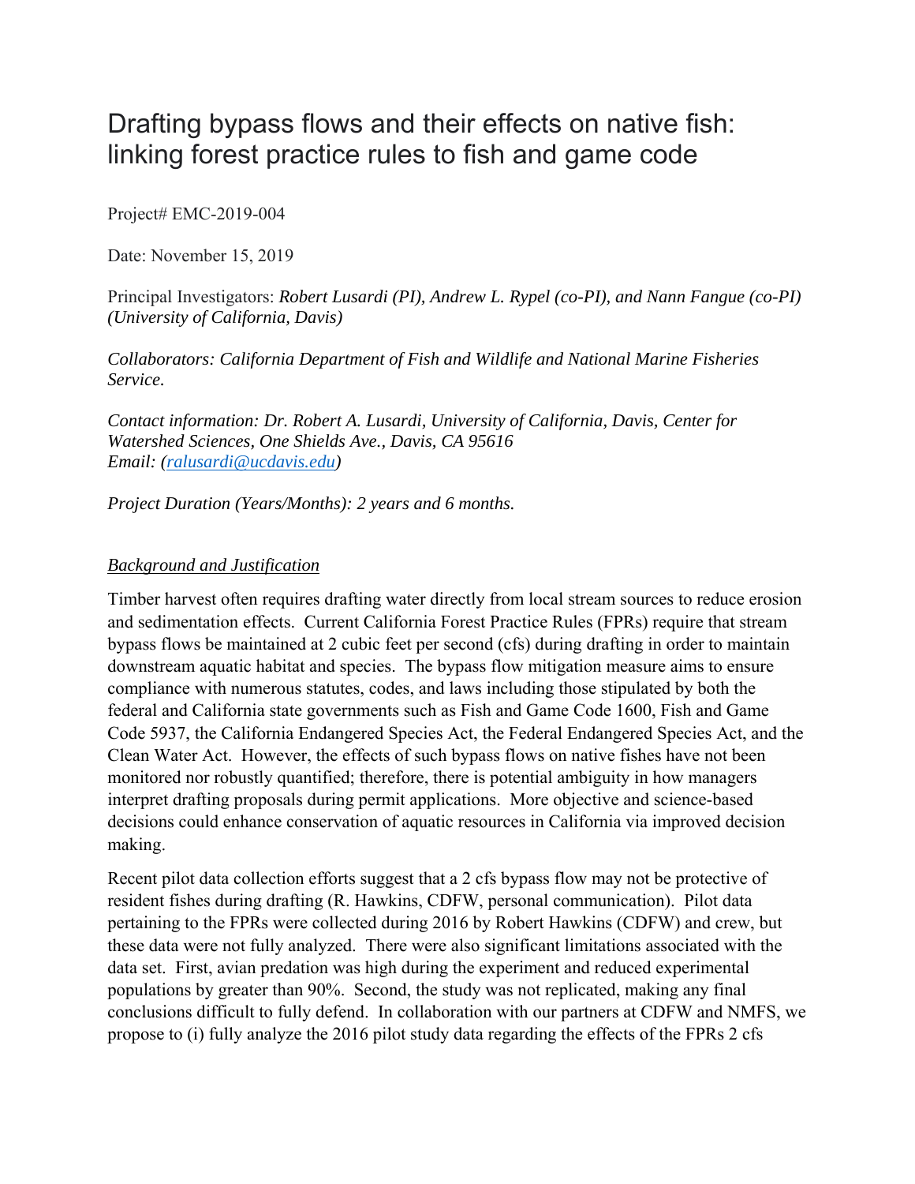# Drafting bypass flows and their effects on native fish: linking forest practice rules to fish and game code

Project# EMC-2019-004

Date: November 15, 2019

Principal Investigators: *Robert Lusardi (PI), Andrew L. Rypel (co-PI), and Nann Fangue (co-PI) (University of California, Davis)*

*Collaborators: California Department of Fish and Wildlife and National Marine Fisheries Service.*

*Contact information: Dr. Robert A. Lusardi, University of California, Davis, Center for Watershed Sciences, One Shields Ave., Davis, CA 95616*
*Email: (ralusardi@ucdavis.edu)*

*Project Duration (Years/Months): 2 years and 6 months.*

## *Background and Justification*

Timber harvest often requires drafting water directly from local stream sources to reduce erosion and sedimentation effects. Current California Forest Practice Rules (FPRs) require that stream bypass flows be maintained at 2 cubic feet per second (cfs) during drafting in order to maintain downstream aquatic habitat and species. The bypass flow mitigation measure aims to ensure compliance with numerous statutes, codes, and laws including those stipulated by both the federal and California state governments such as Fish and Game Code 1600, Fish and Game Code 5937, the California Endangered Species Act, the Federal Endangered Species Act, and the Clean Water Act. However, the effects of such bypass flows on native fishes have not been monitored nor robustly quantified; therefore, there is potential ambiguity in how managers interpret drafting proposals during permit applications. More objective and science-based decisions could enhance conservation of aquatic resources in California via improved decision making.

Recent pilot data collection efforts suggest that a 2 cfs bypass flow may not be protective of resident fishes during drafting (R. Hawkins, CDFW, personal communication). Pilot data pertaining to the FPRs were collected during 2016 by Robert Hawkins (CDFW) and crew, but these data were not fully analyzed. There were also significant limitations associated with the data set. First, avian predation was high during the experiment and reduced experimental populations by greater than 90%. Second, the study was not replicated, making any final conclusions difficult to fully defend. In collaboration with our partners at CDFW and NMFS, we propose to (i) fully analyze the 2016 pilot study data regarding the effects of the FPRs 2 cfs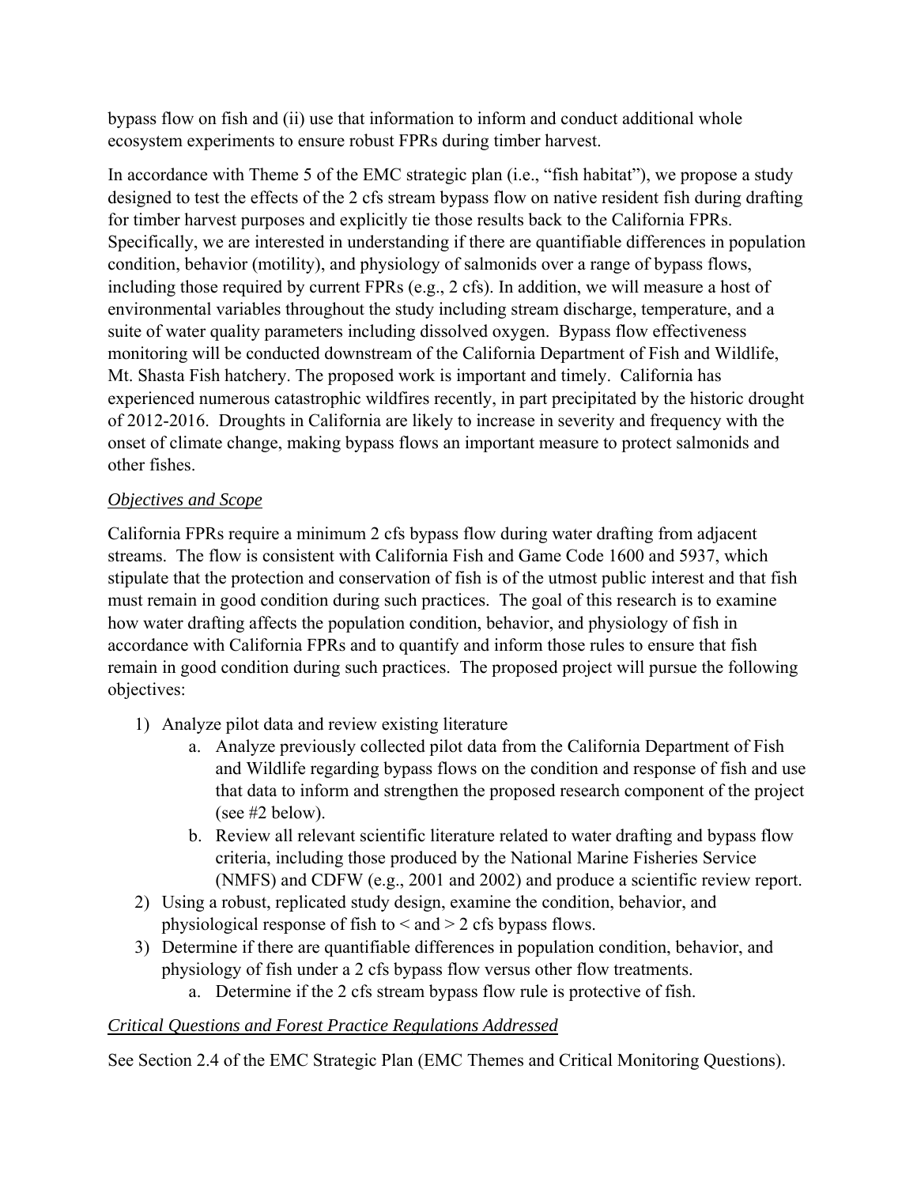bypass flow on fish and (ii) use that information to inform and conduct additional whole ecosystem experiments to ensure robust FPRs during timber harvest.

In accordance with Theme 5 of the EMC strategic plan (i.e., "fish habitat"), we propose a study designed to test the effects of the 2 cfs stream bypass flow on native resident fish during drafting for timber harvest purposes and explicitly tie those results back to the California FPRs. Specifically, we are interested in understanding if there are quantifiable differences in population condition, behavior (motility), and physiology of salmonids over a range of bypass flows, including those required by current FPRs (e.g., 2 cfs). In addition, we will measure a host of environmental variables throughout the study including stream discharge, temperature, and a suite of water quality parameters including dissolved oxygen. Bypass flow effectiveness monitoring will be conducted downstream of the California Department of Fish and Wildlife, Mt. Shasta Fish hatchery. The proposed work is important and timely. California has experienced numerous catastrophic wildfires recently, in part precipitated by the historic drought of 2012-2016. Droughts in California are likely to increase in severity and frequency with the onset of climate change, making bypass flows an important measure to protect salmonids and other fishes.

*Objectives and Scope*

California FPRs require a minimum 2 cfs bypass flow during water drafting from adjacent streams. The flow is consistent with California Fish and Game Code 1600 and 5937, which stipulate that the protection and conservation of fish is of the utmost public interest and that fish must remain in good condition during such practices. The goal of this research is to examine how water drafting affects the population condition, behavior, and physiology of fish in accordance with California FPRs and to quantify and inform those rules to ensure that fish remain in good condition during such practices. The proposed project will pursue the following objectives:

1) Analyze pilot data and review existing literature
    a. Analyze previously collected pilot data from the California Department of Fish and Wildlife regarding bypass flows on the condition and response of fish and use that data to inform and strengthen the proposed research component of the project (see #2 below).
    b. Review all relevant scientific literature related to water drafting and bypass flow criteria, including those produced by the National Marine Fisheries Service (NMFS) and CDFW (e.g., 2001 and 2002) and produce a scientific review report.
2) Using a robust, replicated study design, examine the condition, behavior, and physiological response of fish to < and > 2 cfs bypass flows.
3) Determine if there are quantifiable differences in population condition, behavior, and physiology of fish under a 2 cfs bypass flow versus other flow treatments.
    a. Determine if the 2 cfs stream bypass flow rule is protective of fish.

*Critical Questions and Forest Practice Regulations Addressed*

See Section 2.4 of the EMC Strategic Plan (EMC Themes and Critical Monitoring Questions).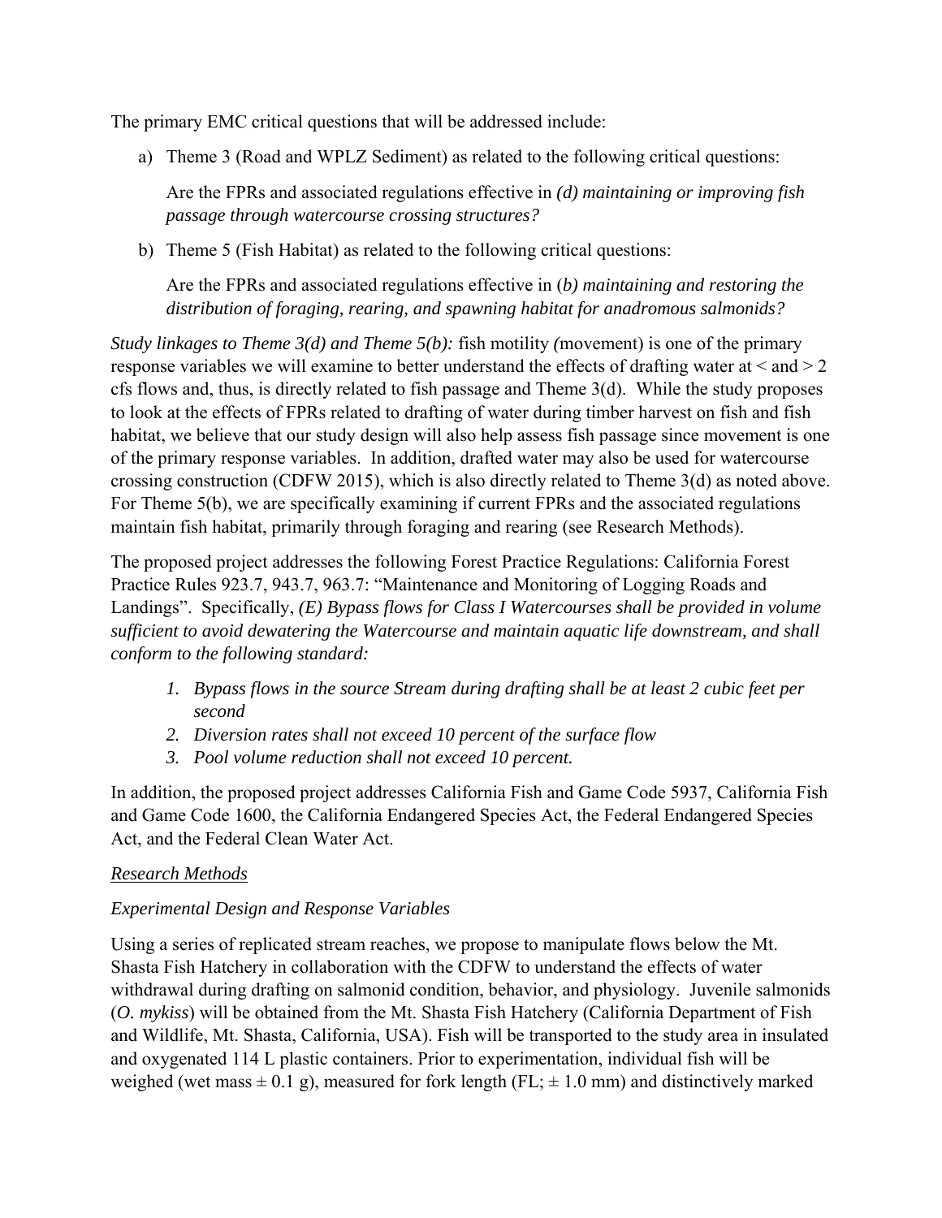The primary EMC critical questions that will be addressed include:

a) Theme 3 (Road and WPLZ Sediment) as related to the following critical questions:

   Are the FPRs and associated regulations effective in *(d) maintaining or improving fish passage through watercourse crossing structures?*

b) Theme 5 (Fish Habitat) as related to the following critical questions:

   Are the FPRs and associated regulations effective in (*b) maintaining and restoring the distribution of foraging, rearing, and spawning habitat for anadromous salmonids?*

*Study linkages to Theme 3(d) and Theme 5(b):* fish motility *(*movement) is one of the primary response variables we will examine to better understand the effects of drafting water at < and > 2 cfs flows and, thus, is directly related to fish passage and Theme 3(d). While the study proposes to look at the effects of FPRs related to drafting of water during timber harvest on fish and fish habitat, we believe that our study design will also help assess fish passage since movement is one of the primary response variables. In addition, drafted water may also be used for watercourse crossing construction (CDFW 2015), which is also directly related to Theme 3(d) as noted above. For Theme 5(b), we are specifically examining if current FPRs and the associated regulations maintain fish habitat, primarily through foraging and rearing (see Research Methods).

The proposed project addresses the following Forest Practice Regulations: California Forest Practice Rules 923.7, 943.7, 963.7: "Maintenance and Monitoring of Logging Roads and Landings". Specifically, *(E) Bypass flows for Class I Watercourses shall be provided in volume sufficient to avoid dewatering the Watercourse and maintain aquatic life downstream, and shall conform to the following standard:*

1. *Bypass flows in the source Stream during drafting shall be at least 2 cubic feet per second*
2. *Diversion rates shall not exceed 10 percent of the surface flow*
3. *Pool volume reduction shall not exceed 10 percent.*

In addition, the proposed project addresses California Fish and Game Code 5937, California Fish and Game Code 1600, the California Endangered Species Act, the Federal Endangered Species Act, and the Federal Clean Water Act.

## *Research Methods*

### *Experimental Design and Response Variables*

Using a series of replicated stream reaches, we propose to manipulate flows below the Mt. Shasta Fish Hatchery in collaboration with the CDFW to understand the effects of water withdrawal during drafting on salmonid condition, behavior, and physiology. Juvenile salmonids (*O. mykiss*) will be obtained from the Mt. Shasta Fish Hatchery (California Department of Fish and Wildlife, Mt. Shasta, California, USA). Fish will be transported to the study area in insulated and oxygenated 114 L plastic containers. Prior to experimentation, individual fish will be weighed (wet mass ± 0.1 g), measured for fork length (FL; ± 1.0 mm) and distinctively marked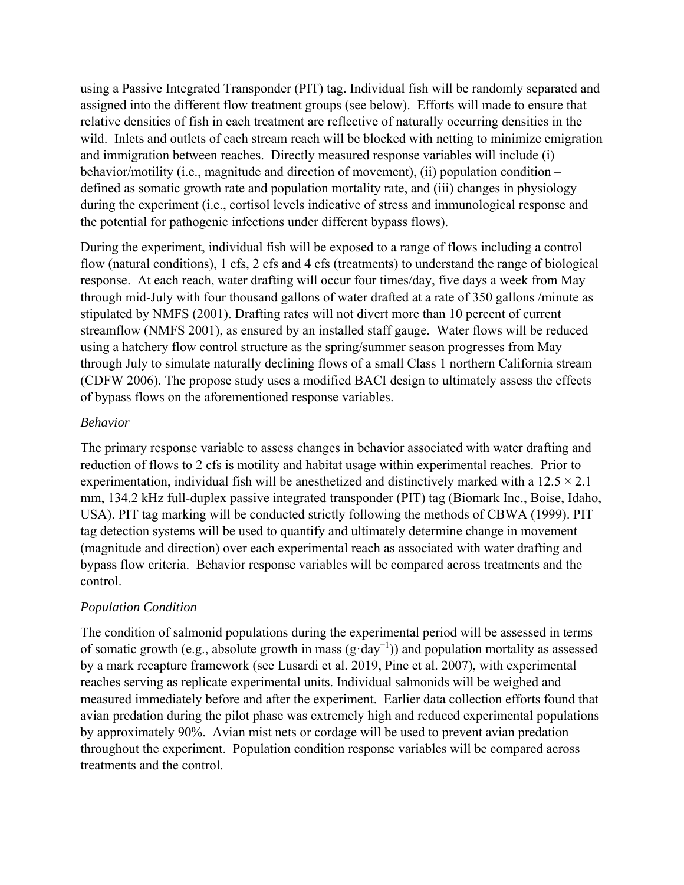using a Passive Integrated Transponder (PIT) tag. Individual fish will be randomly separated and assigned into the different flow treatment groups (see below). Efforts will made to ensure that relative densities of fish in each treatment are reflective of naturally occurring densities in the wild. Inlets and outlets of each stream reach will be blocked with netting to minimize emigration and immigration between reaches. Directly measured response variables will include (i) behavior/motility (i.e., magnitude and direction of movement), (ii) population condition – defined as somatic growth rate and population mortality rate, and (iii) changes in physiology during the experiment (i.e., cortisol levels indicative of stress and immunological response and the potential for pathogenic infections under different bypass flows).

During the experiment, individual fish will be exposed to a range of flows including a control flow (natural conditions), 1 cfs, 2 cfs and 4 cfs (treatments) to understand the range of biological response. At each reach, water drafting will occur four times/day, five days a week from May through mid-July with four thousand gallons of water drafted at a rate of 350 gallons /minute as stipulated by NMFS (2001). Drafting rates will not divert more than 10 percent of current streamflow (NMFS 2001), as ensured by an installed staff gauge. Water flows will be reduced using a hatchery flow control structure as the spring/summer season progresses from May through July to simulate naturally declining flows of a small Class 1 northern California stream (CDFW 2006). The propose study uses a modified BACI design to ultimately assess the effects of bypass flows on the aforementioned response variables.

*Behavior*

The primary response variable to assess changes in behavior associated with water drafting and reduction of flows to 2 cfs is motility and habitat usage within experimental reaches. Prior to experimentation, individual fish will be anesthetized and distinctively marked with a $12.5 \times 2.1$ mm, 134.2 kHz full-duplex passive integrated transponder (PIT) tag (Biomark Inc., Boise, Idaho, USA). PIT tag marking will be conducted strictly following the methods of CBWA (1999). PIT tag detection systems will be used to quantify and ultimately determine change in movement (magnitude and direction) over each experimental reach as associated with water drafting and bypass flow criteria. Behavior response variables will be compared across treatments and the control.

*Population Condition*

The condition of salmonid populations during the experimental period will be assessed in terms of somatic growth (e.g., absolute growth in mass ($g \cdot day^{-1}$)) and population mortality as assessed by a mark recapture framework (see Lusardi et al. 2019, Pine et al. 2007), with experimental reaches serving as replicate experimental units. Individual salmonids will be weighed and measured immediately before and after the experiment. Earlier data collection efforts found that avian predation during the pilot phase was extremely high and reduced experimental populations by approximately 90%. Avian mist nets or cordage will be used to prevent avian predation throughout the experiment. Population condition response variables will be compared across treatments and the control.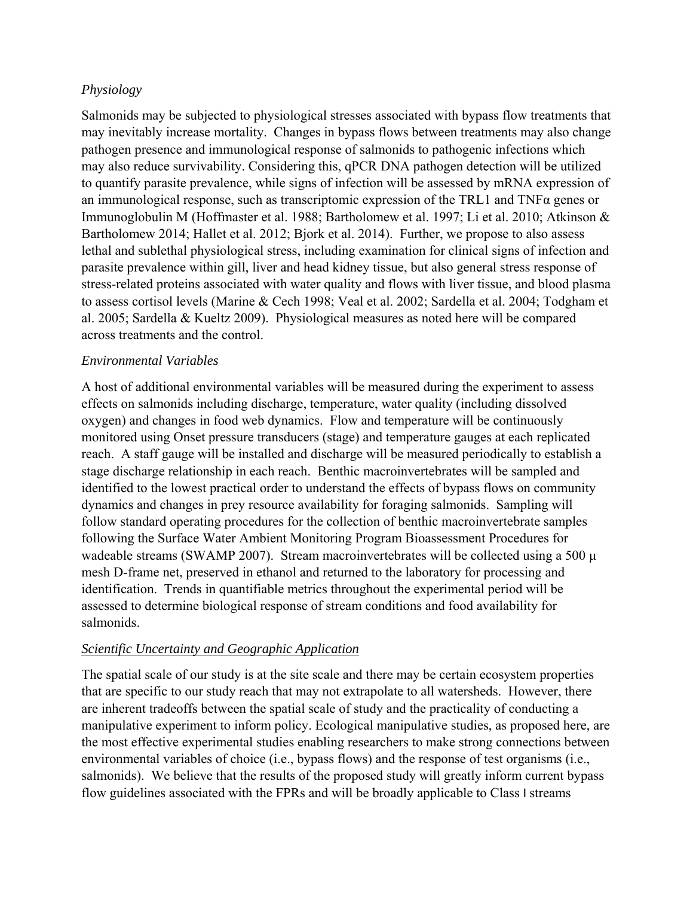*Physiology*

Salmonids may be subjected to physiological stresses associated with bypass flow treatments that may inevitably increase mortality. Changes in bypass flows between treatments may also change pathogen presence and immunological response of salmonids to pathogenic infections which may also reduce survivability. Considering this, qPCR DNA pathogen detection will be utilized to quantify parasite prevalence, while signs of infection will be assessed by mRNA expression of an immunological response, such as transcriptomic expression of the TRL1 and TNFα genes or Immunoglobulin M (Hoffmaster et al. 1988; Bartholomew et al. 1997; Li et al. 2010; Atkinson & Bartholomew 2014; Hallet et al. 2012; Bjork et al. 2014). Further, we propose to also assess lethal and sublethal physiological stress, including examination for clinical signs of infection and parasite prevalence within gill, liver and head kidney tissue, but also general stress response of stress-related proteins associated with water quality and flows with liver tissue, and blood plasma to assess cortisol levels (Marine & Cech 1998; Veal et al. 2002; Sardella et al. 2004; Todgham et al. 2005; Sardella & Kueltz 2009). Physiological measures as noted here will be compared across treatments and the control.

*Environmental Variables*

A host of additional environmental variables will be measured during the experiment to assess effects on salmonids including discharge, temperature, water quality (including dissolved oxygen) and changes in food web dynamics. Flow and temperature will be continuously monitored using Onset pressure transducers (stage) and temperature gauges at each replicated reach. A staff gauge will be installed and discharge will be measured periodically to establish a stage discharge relationship in each reach. Benthic macroinvertebrates will be sampled and identified to the lowest practical order to understand the effects of bypass flows on community dynamics and changes in prey resource availability for foraging salmonids. Sampling will follow standard operating procedures for the collection of benthic macroinvertebrate samples following the Surface Water Ambient Monitoring Program Bioassessment Procedures for wadeable streams (SWAMP 2007). Stream macroinvertebrates will be collected using a 500 μ mesh D-frame net, preserved in ethanol and returned to the laboratory for processing and identification. Trends in quantifiable metrics throughout the experimental period will be assessed to determine biological response of stream conditions and food availability for salmonids.

*Scientific Uncertainty and Geographic Application*

The spatial scale of our study is at the site scale and there may be certain ecosystem properties that are specific to our study reach that may not extrapolate to all watersheds. However, there are inherent tradeoffs between the spatial scale of study and the practicality of conducting a manipulative experiment to inform policy. Ecological manipulative studies, as proposed here, are the most effective experimental studies enabling researchers to make strong connections between environmental variables of choice (i.e., bypass flows) and the response of test organisms (i.e., salmonids). We believe that the results of the proposed study will greatly inform current bypass flow guidelines associated with the FPRs and will be broadly applicable to Class I streams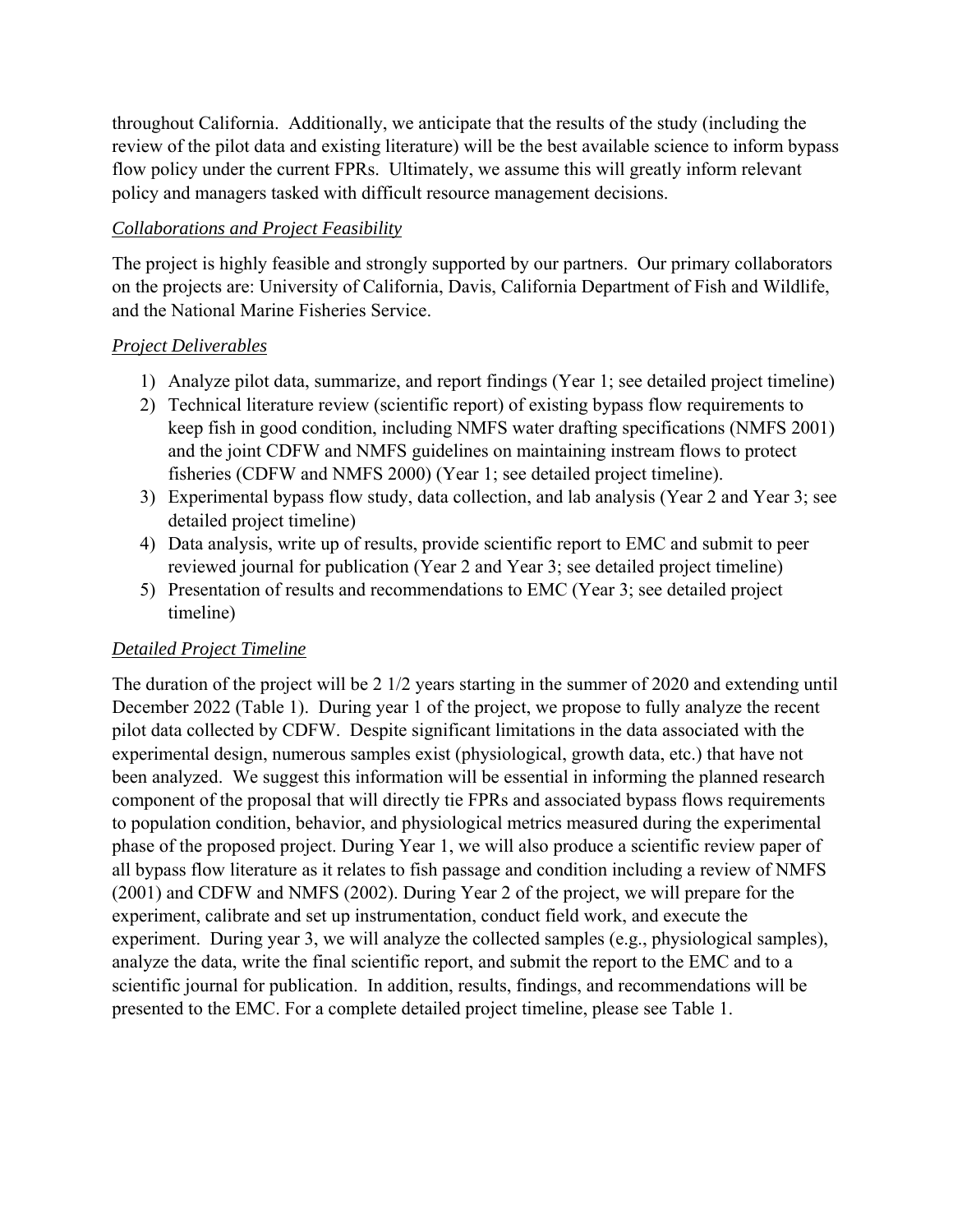throughout California. Additionally, we anticipate that the results of the study (including the review of the pilot data and existing literature) will be the best available science to inform bypass flow policy under the current FPRs. Ultimately, we assume this will greatly inform relevant policy and managers tasked with difficult resource management decisions.

*Collaborations and Project Feasibility*

The project is highly feasible and strongly supported by our partners. Our primary collaborators on the projects are: University of California, Davis, California Department of Fish and Wildlife, and the National Marine Fisheries Service.

*Project Deliverables*

1) Analyze pilot data, summarize, and report findings (Year 1; see detailed project timeline)
2) Technical literature review (scientific report) of existing bypass flow requirements to keep fish in good condition, including NMFS water drafting specifications (NMFS 2001) and the joint CDFW and NMFS guidelines on maintaining instream flows to protect fisheries (CDFW and NMFS 2000) (Year 1; see detailed project timeline).
3) Experimental bypass flow study, data collection, and lab analysis (Year 2 and Year 3; see detailed project timeline)
4) Data analysis, write up of results, provide scientific report to EMC and submit to peer reviewed journal for publication (Year 2 and Year 3; see detailed project timeline)
5) Presentation of results and recommendations to EMC (Year 3; see detailed project timeline)

*Detailed Project Timeline*

The duration of the project will be 2 1/2 years starting in the summer of 2020 and extending until December 2022 (Table 1). During year 1 of the project, we propose to fully analyze the recent pilot data collected by CDFW. Despite significant limitations in the data associated with the experimental design, numerous samples exist (physiological, growth data, etc.) that have not been analyzed. We suggest this information will be essential in informing the planned research component of the proposal that will directly tie FPRs and associated bypass flows requirements to population condition, behavior, and physiological metrics measured during the experimental phase of the proposed project. During Year 1, we will also produce a scientific review paper of all bypass flow literature as it relates to fish passage and condition including a review of NMFS (2001) and CDFW and NMFS (2002). During Year 2 of the project, we will prepare for the experiment, calibrate and set up instrumentation, conduct field work, and execute the experiment. During year 3, we will analyze the collected samples (e.g., physiological samples), analyze the data, write the final scientific report, and submit the report to the EMC and to a scientific journal for publication. In addition, results, findings, and recommendations will be presented to the EMC. For a complete detailed project timeline, please see Table 1.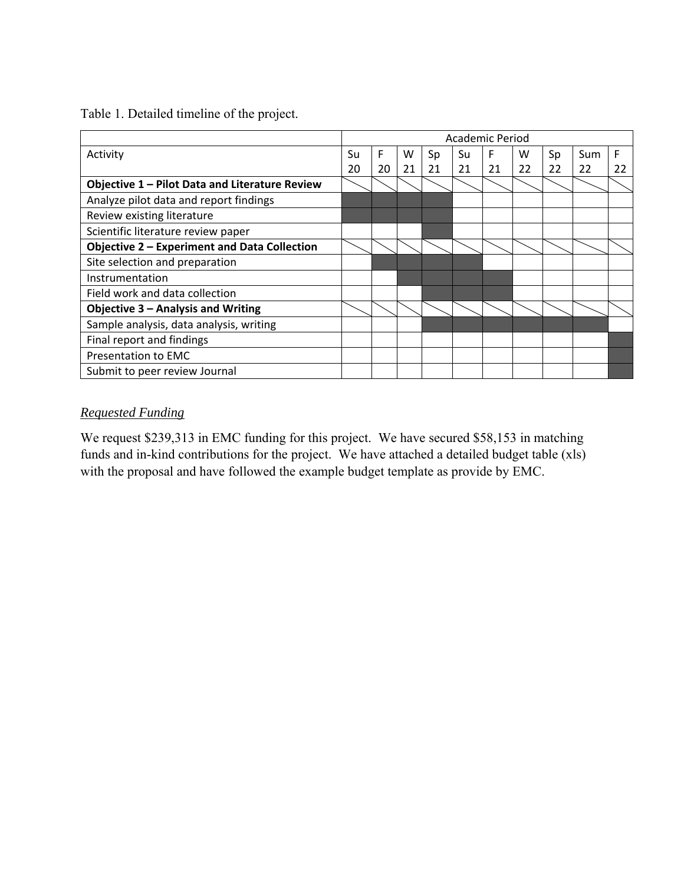Table 1. Detailed timeline of the project.

| Activity | Su 20 | F 20 | W 21 | Sp 21 | Su 21 | F 21 | W 22 | Sp 22 | Sum 22 | F 22 |
|---|---|---|---|---|---|---|---|---|---|---|
| | Academic Period | | | | | | | | | |
| **Objective 1 – Pilot Data and Literature Review** | | | | | | | | | | |
| Analyze pilot data and report findings | ■ | ■ | ■ | ■ | | | | | | |
| Review existing literature | ■ | ■ | ■ | ■ | | | | | | |
| Scientific literature review paper | | | | ■ | | | | | | |
| **Objective 2 – Experiment and Data Collection** | | | | | | | | | | |
| Site selection and preparation | | ■ | ■ | ■ | ■ | | | | | |
| Instrumentation | | | ■ | ■ | ■ | ■ | | | | |
| Field work and data collection | | | | ■ | ■ | ■ | | | | |
| **Objective 3 – Analysis and Writing** | | | | | | | | | | |
| Sample analysis, data analysis, writing | | | | ■ | ■ | ■ | ■ | ■ | ■ | |
| Final report and findings | | | | | | | | | | ■ |
| Presentation to EMC | | | | | | | | | | ■ |
| Submit to peer review Journal | | | | | | | | | | ■ |

*Requested Funding*

We request $239,313 in EMC funding for this project. We have secured $58,153 in matching funds and in-kind contributions for the project. We have attached a detailed budget table (xls) with the proposal and have followed the example budget template as provide by EMC.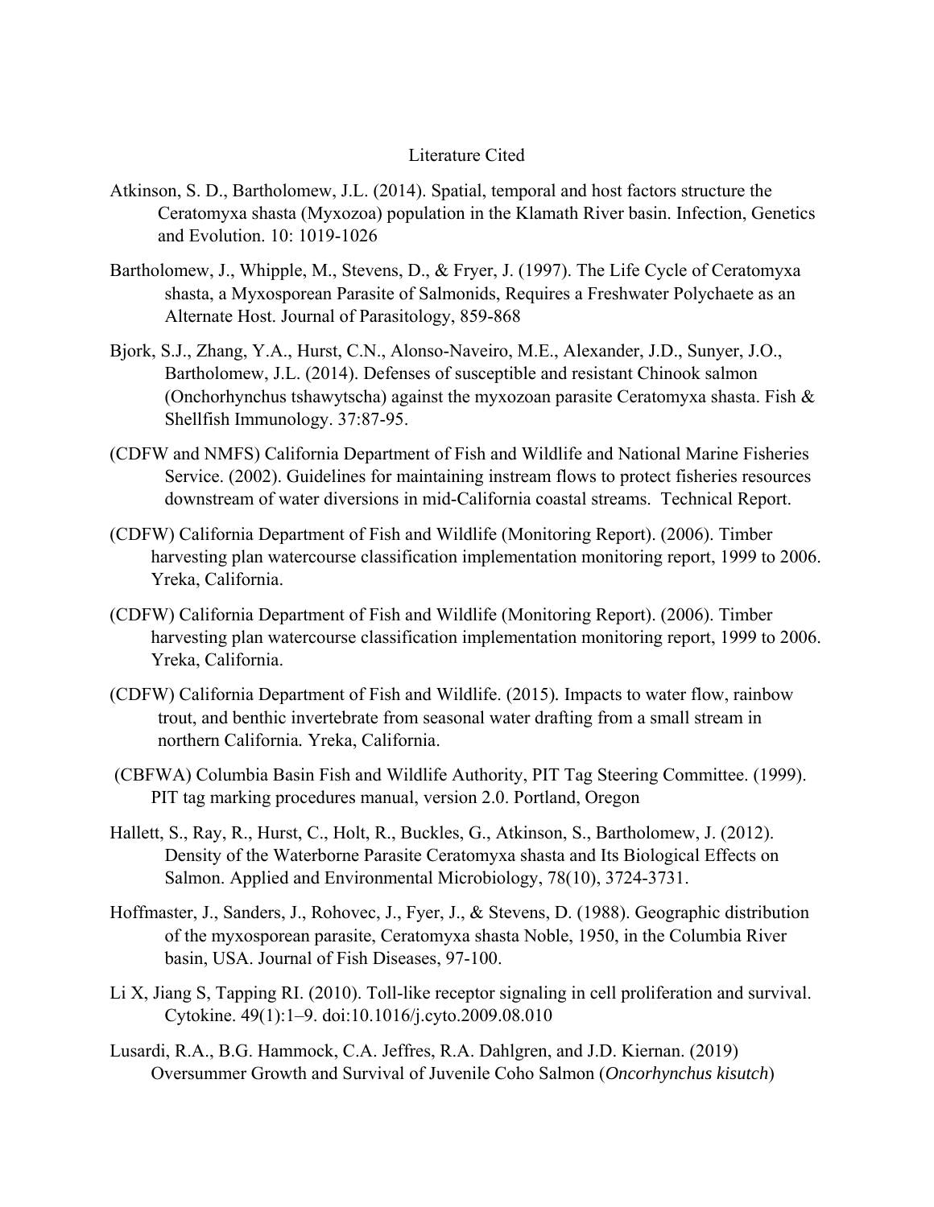# Literature Cited

Atkinson, S. D., Bartholomew, J.L. (2014). Spatial, temporal and host factors structure the Ceratomyxa shasta (Myxozoa) population in the Klamath River basin. Infection, Genetics and Evolution. 10: 1019-1026

Bartholomew, J., Whipple, M., Stevens, D., & Fryer, J. (1997). The Life Cycle of Ceratomyxa shasta, a Myxosporean Parasite of Salmonids, Requires a Freshwater Polychaete as an Alternate Host. Journal of Parasitology, 859-868

Bjork, S.J., Zhang, Y.A., Hurst, C.N., Alonso-Naveiro, M.E., Alexander, J.D., Sunyer, J.O., Bartholomew, J.L. (2014). Defenses of susceptible and resistant Chinook salmon (Onchorhynchus tshawytscha) against the myxozoan parasite Ceratomyxa shasta. Fish & Shellfish Immunology. 37:87-95.

(CDFW and NMFS) California Department of Fish and Wildlife and National Marine Fisheries Service. (2002). Guidelines for maintaining instream flows to protect fisheries resources downstream of water diversions in mid-California coastal streams. Technical Report.

(CDFW) California Department of Fish and Wildlife (Monitoring Report). (2006). Timber harvesting plan watercourse classification implementation monitoring report, 1999 to 2006. Yreka, California.

(CDFW) California Department of Fish and Wildlife (Monitoring Report). (2006). Timber harvesting plan watercourse classification implementation monitoring report, 1999 to 2006. Yreka, California.

(CDFW) California Department of Fish and Wildlife. (2015). Impacts to water flow, rainbow trout, and benthic invertebrate from seasonal water drafting from a small stream in northern California. Yreka, California.

(CBFWA) Columbia Basin Fish and Wildlife Authority, PIT Tag Steering Committee. (1999). PIT tag marking procedures manual, version 2.0. Portland, Oregon

Hallett, S., Ray, R., Hurst, C., Holt, R., Buckles, G., Atkinson, S., Bartholomew, J. (2012). Density of the Waterborne Parasite Ceratomyxa shasta and Its Biological Effects on Salmon. Applied and Environmental Microbiology, 78(10), 3724-3731.

Hoffmaster, J., Sanders, J., Rohovec, J., Fyer, J., & Stevens, D. (1988). Geographic distribution of the myxosporean parasite, Ceratomyxa shasta Noble, 1950, in the Columbia River basin, USA. Journal of Fish Diseases, 97-100.

Li X, Jiang S, Tapping RI. (2010). Toll-like receptor signaling in cell proliferation and survival. Cytokine. 49(1):1–9. doi:10.1016/j.cyto.2009.08.010

Lusardi, R.A., B.G. Hammock, C.A. Jeffres, R.A. Dahlgren, and J.D. Kiernan. (2019) Oversummer Growth and Survival of Juvenile Coho Salmon (*Oncorhynchus kisutch*)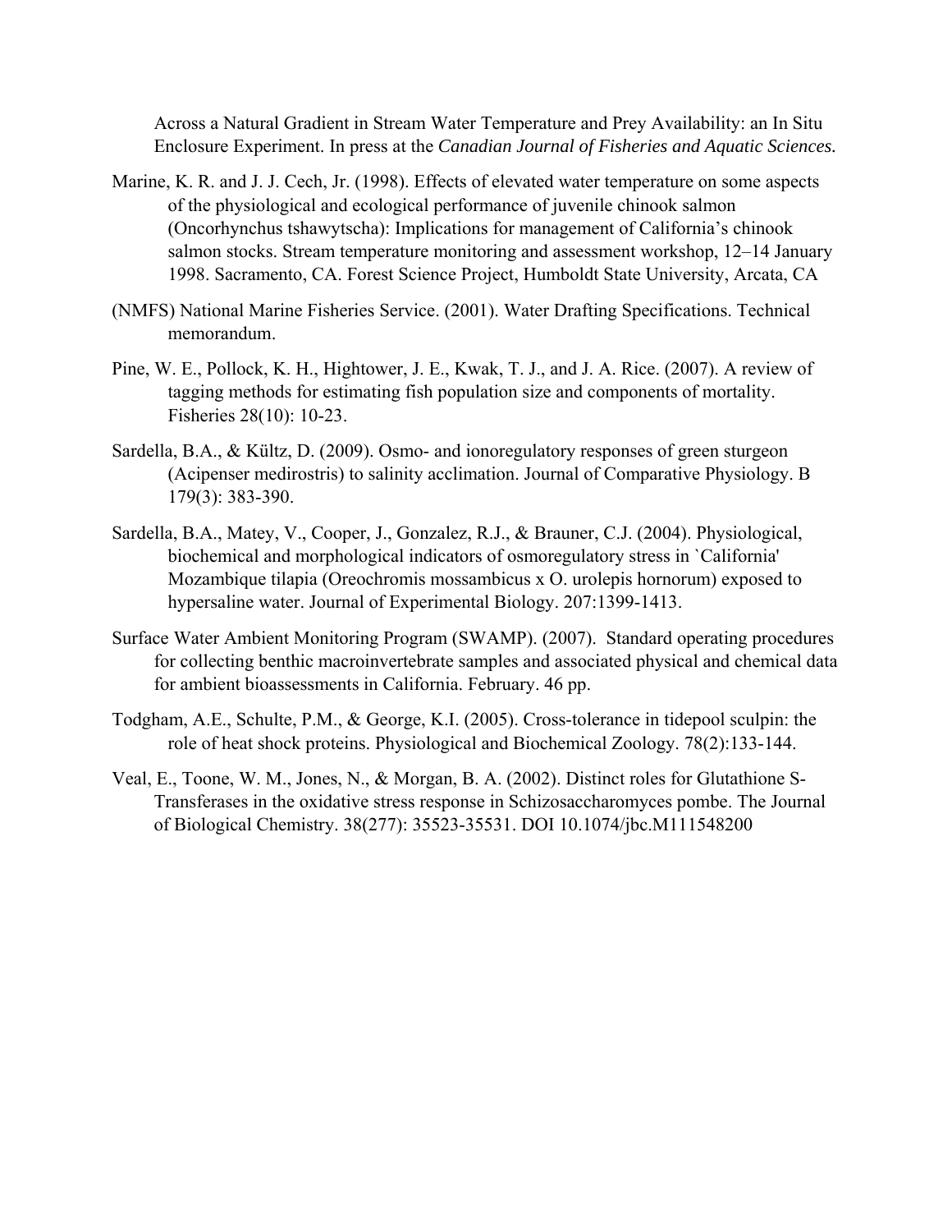Across a Natural Gradient in Stream Water Temperature and Prey Availability: an In Situ Enclosure Experiment. In press at the *Canadian Journal of Fisheries and Aquatic Sciences.*

Marine, K. R. and J. J. Cech, Jr. (1998). Effects of elevated water temperature on some aspects of the physiological and ecological performance of juvenile chinook salmon (Oncorhynchus tshawytscha): Implications for management of California's chinook salmon stocks. Stream temperature monitoring and assessment workshop, 12–14 January 1998. Sacramento, CA. Forest Science Project, Humboldt State University, Arcata, CA

(NMFS) National Marine Fisheries Service. (2001). Water Drafting Specifications. Technical memorandum.

Pine, W. E., Pollock, K. H., Hightower, J. E., Kwak, T. J., and J. A. Rice. (2007). A review of tagging methods for estimating fish population size and components of mortality. Fisheries 28(10): 10-23.

Sardella, B.A., & Kültz, D. (2009). Osmo- and ionoregulatory responses of green sturgeon (Acipenser medirostris) to salinity acclimation. Journal of Comparative Physiology. B 179(3): 383-390.

Sardella, B.A., Matey, V., Cooper, J., Gonzalez, R.J., & Brauner, C.J. (2004). Physiological, biochemical and morphological indicators of osmoregulatory stress in `California' Mozambique tilapia (Oreochromis mossambicus x O. urolepis hornorum) exposed to hypersaline water. Journal of Experimental Biology. 207:1399-1413.

Surface Water Ambient Monitoring Program (SWAMP). (2007). Standard operating procedures for collecting benthic macroinvertebrate samples and associated physical and chemical data for ambient bioassessments in California. February. 46 pp.

Todgham, A.E., Schulte, P.M., & George, K.I. (2005). Cross-tolerance in tidepool sculpin: the role of heat shock proteins. Physiological and Biochemical Zoology. 78(2):133-144.

Veal, E., Toone, W. M., Jones, N., & Morgan, B. A. (2002). Distinct roles for Glutathione S-Transferases in the oxidative stress response in Schizosaccharomyces pombe. The Journal of Biological Chemistry. 38(277): 35523-35531. DOI 10.1074/jbc.M111548200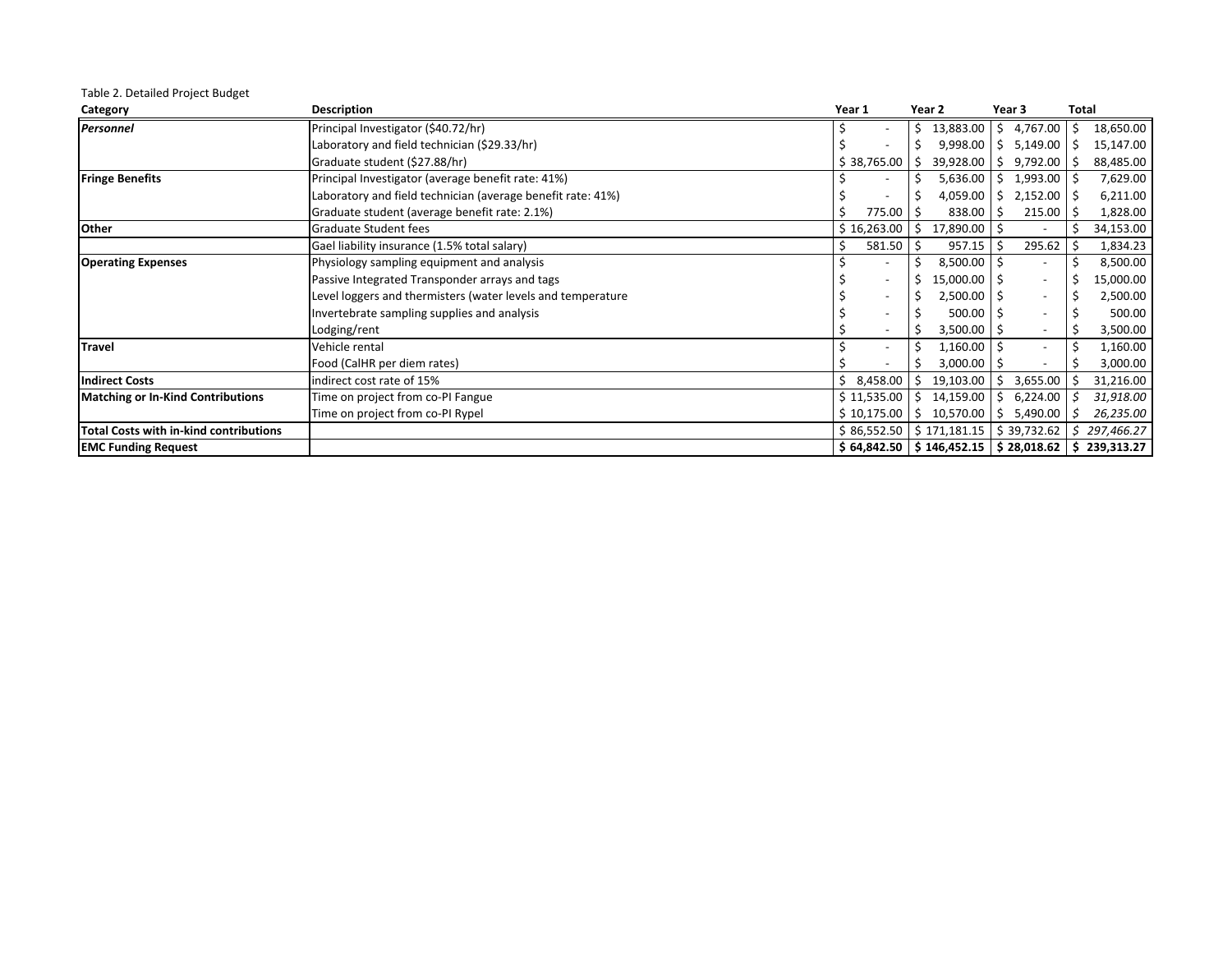Table 2. Detailed Project Budget

| Category | Description | Year 1 | Year 2 | Year 3 | Total |
|---|---|---|---|---|---|
| ***Personnel*** | Principal Investigator ($40.72/hr) | $ - | $ 13,883.00 | $ 4,767.00 | $ 18,650.00 |
| | Laboratory and field technician ($29.33/hr) | $ - | $ 9,998.00 | $ 5,149.00 | $ 15,147.00 |
| | Graduate student ($27.88/hr) | $ 38,765.00 | $ 39,928.00 | $ 9,792.00 | $ 88,485.00 |
| **Fringe Benefits** | Principal Investigator (average benefit rate: 41%) | $ - | $ 5,636.00 | $ 1,993.00 | $ 7,629.00 |
| | Laboratory and field technician (average benefit rate: 41%) | $ - | $ 4,059.00 | $ 2,152.00 | $ 6,211.00 |
| | Graduate student (average benefit rate: 2.1%) | $ 775.00 | $ 838.00 | $ 215.00 | $ 1,828.00 |
| **Other** | Graduate Student fees | $ 16,263.00 | $ 17,890.00 | $ - | $ 34,153.00 |
| | Gael liability insurance (1.5% total salary) | $ 581.50 | $ 957.15 | $ 295.62 | $ 1,834.23 |
| **Operating Expenses** | Physiology sampling equipment and analysis | $ - | $ 8,500.00 | $ - | $ 8,500.00 |
| | Passive Integrated Transponder arrays and tags | $ - | $ 15,000.00 | $ - | $ 15,000.00 |
| | Level loggers and thermisters (water levels and temperature | $ - | $ 2,500.00 | $ - | $ 2,500.00 |
| | Invertebrate sampling supplies and analysis | $ - | $ 500.00 | $ - | $ 500.00 |
| | Lodging/rent | $ - | $ 3,500.00 | $ - | $ 3,500.00 |
| **Travel** | Vehicle rental | $ - | $ 1,160.00 | $ - | $ 1,160.00 |
| | Food (CalHR per diem rates) | $ - | $ 3,000.00 | $ - | $ 3,000.00 |
| **Indirect Costs** | indirect cost rate of 15% | $ 8,458.00 | $ 19,103.00 | $ 3,655.00 | $ 31,216.00 |
| **Matching or In-Kind Contributions** | Time on project from co-PI Fangue | $ 11,535.00 | $ 14,159.00 | $ 6,224.00 | *$ 31,918.00* |
| | Time on project from co-PI Rypel | $ 10,175.00 | $ 10,570.00 | $ 5,490.00 | *$ 26,235.00* |
| **Total Costs with in-kind contributions** | | $ 86,552.50 | $ 171,181.15 | $ 39,732.62 | *$ 297,466.27* |
| **EMC Funding Request** | | **$ 64,842.50** | **$ 146,452.15** | **$ 28,018.62** | **$ 239,313.27** |